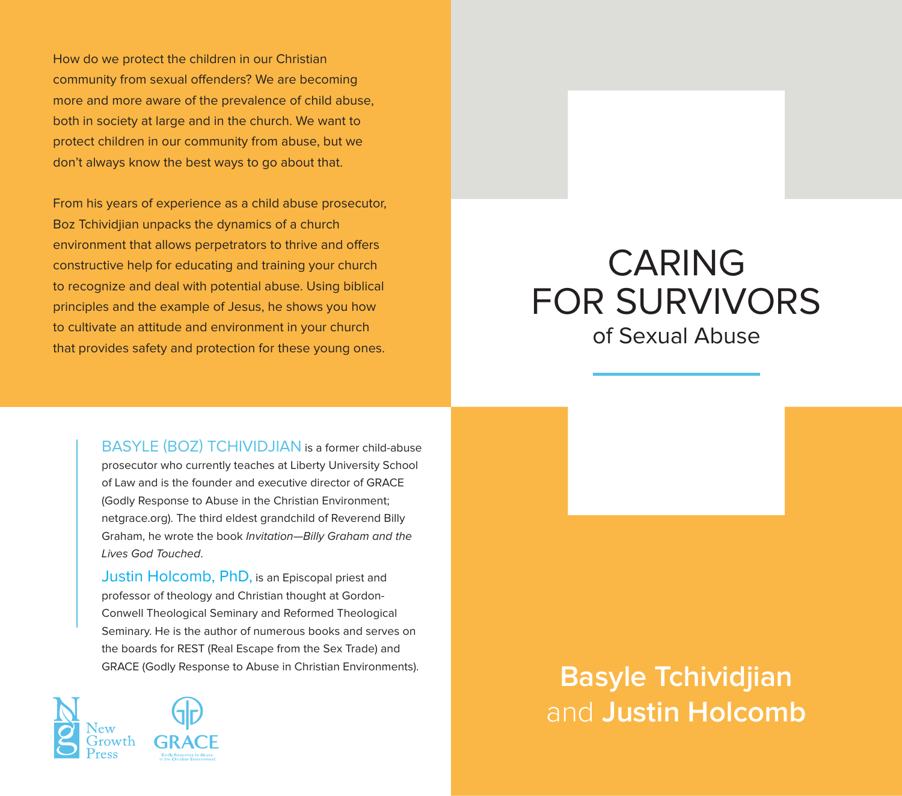# CARING FOR SURVIVORS

## of Sexual Abuse

**Basyle Tchividjian** and **Justin Holcomb**

How do we protect the children in our Christian community from sexual offenders? We are becoming more and more aware of the prevalence of child abuse, both in society at large and in the church. We want to protect children in our community from abuse, but we don't always know the best ways to go about that.

From his years of experience as a child abuse prosecutor, Boz Tchividjian unpacks the dynamics of a church environment that allows perpetrators to thrive and offers constructive help for educating and training your church to recognize and deal with potential abuse. Using biblical principles and the example of Jesus, he shows you how to cultivate an attitude and environment in your church that provides safety and protection for these young ones.

BASYLE (BOZ) TCHIVIDJIAN is a former child-abuse prosecutor who currently teaches at Liberty University School of Law and is the founder and executive director of GRACE (Godly Response to Abuse in the Christian Environment; netgrace.org). The third eldest grandchild of Reverend Billy Graham, he wrote the book *Invitation—Billy Graham and the Lives God Touched*.

Justin Holcomb, PhD, is an Episcopal priest and professor of theology and Christian thought at Gordon-Conwell Theological Seminary and Reformed Theological Seminary. He is the author of numerous books and serves on the boards for REST (Real Escape from the Sex Trade) and GRACE (Godly Response to Abuse in Christian Environments).

New Growth Press

GRACE
Godly Response to Abuse in the Christian Environment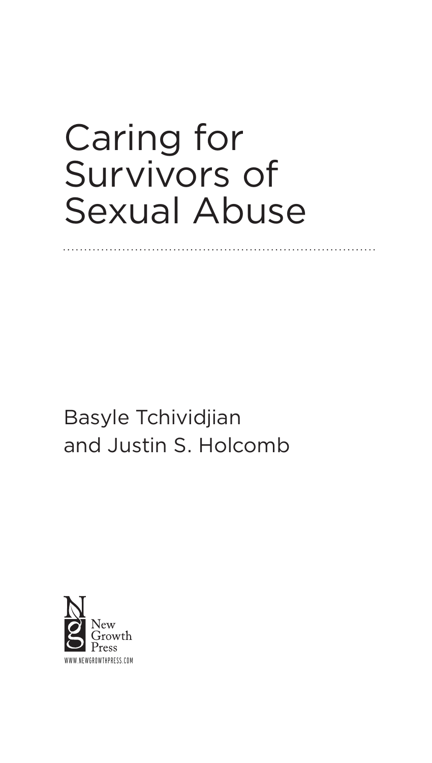# Caring for Survivors of Sexual Abuse

Basyle Tchividjian
and Justin S. Holcomb

New Growth Press
WWW.NEWGROWTHPRESS.COM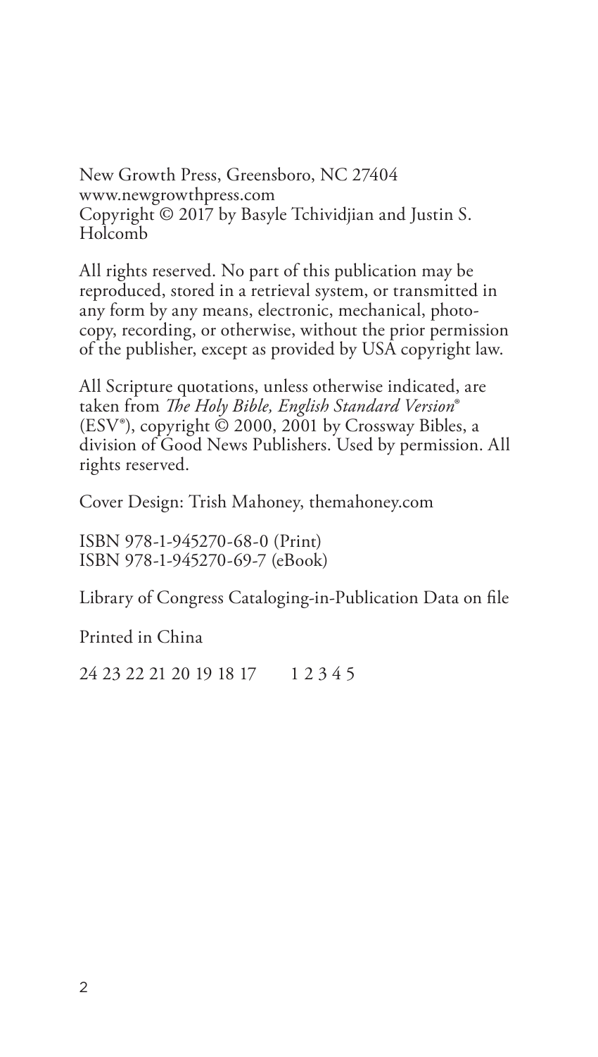New Growth Press, Greensboro, NC 27404
www.newgrowthpress.com
Copyright © 2017 by Basyle Tchividjian and Justin S. Holcomb

All rights reserved. No part of this publication may be reproduced, stored in a retrieval system, or transmitted in any form by any means, electronic, mechanical, photocopy, recording, or otherwise, without the prior permission of the publisher, except as provided by USA copyright law.

All Scripture quotations, unless otherwise indicated, are taken from *The Holy Bible, English Standard Version*® (ESV®), copyright © 2000, 2001 by Crossway Bibles, a division of Good News Publishers. Used by permission. All rights reserved.

Cover Design: Trish Mahoney, themahoney.com

ISBN 978-1-945270-68-0 (Print)
ISBN 978-1-945270-69-7 (eBook)

Library of Congress Cataloging-in-Publication Data on file

Printed in China

24 23 22 21 20 19 18 17 1 2 3 4 5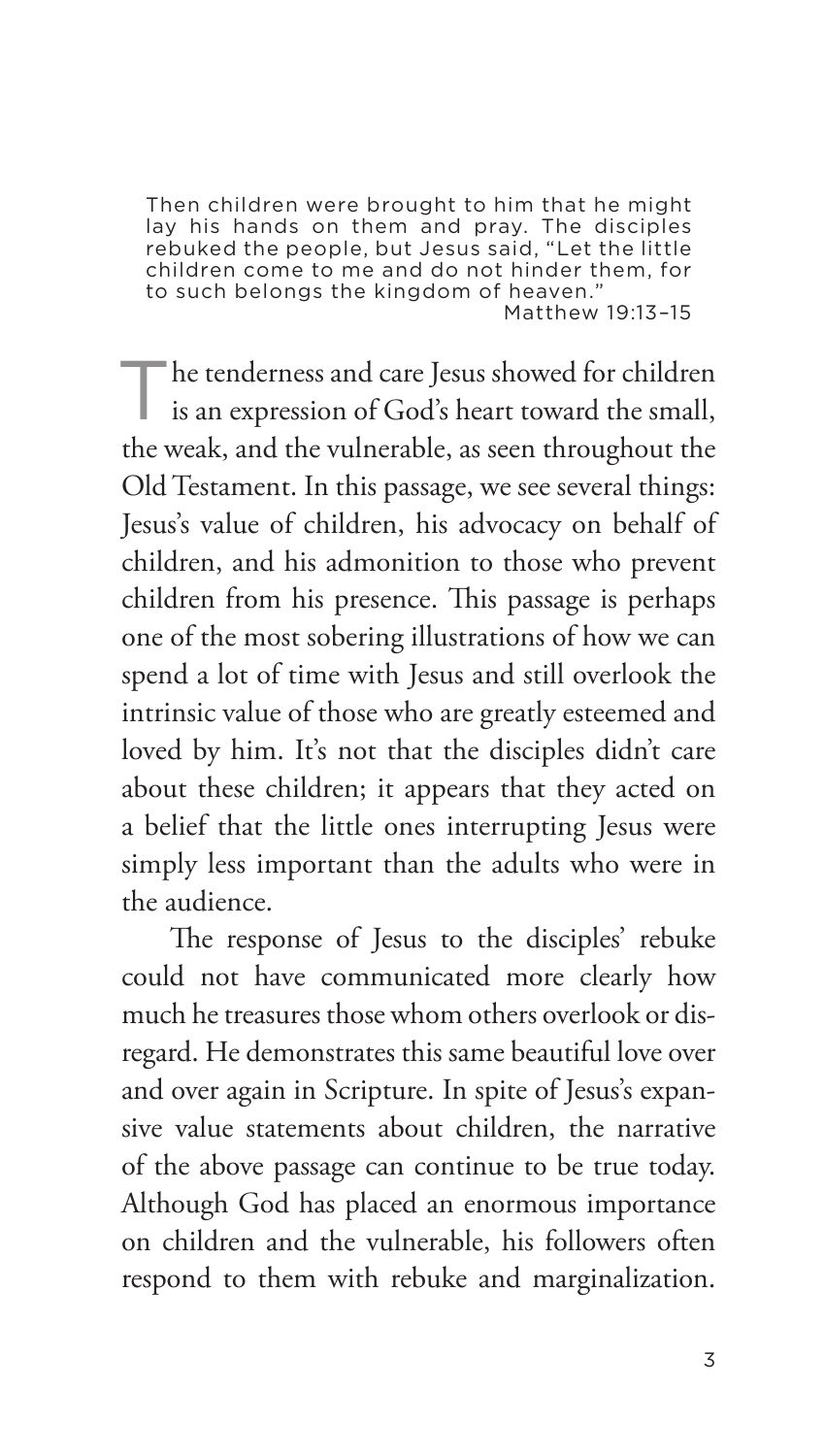> Then children were brought to him that he might lay his hands on them and pray. The disciples rebuked the people, but Jesus said, "Let the little children come to me and do not hinder them, for to such belongs the kingdom of heaven."
> Matthew 19:13–15

The tenderness and care Jesus showed for children is an expression of God's heart toward the small, the weak, and the vulnerable, as seen throughout the Old Testament. In this passage, we see several things: Jesus's value of children, his advocacy on behalf of children, and his admonition to those who prevent children from his presence. This passage is perhaps one of the most sobering illustrations of how we can spend a lot of time with Jesus and still overlook the intrinsic value of those who are greatly esteemed and loved by him. It's not that the disciples didn't care about these children; it appears that they acted on a belief that the little ones interrupting Jesus were simply less important than the adults who were in the audience.

The response of Jesus to the disciples' rebuke could not have communicated more clearly how much he treasures those whom others overlook or disregard. He demonstrates this same beautiful love over and over again in Scripture. In spite of Jesus's expansive value statements about children, the narrative of the above passage can continue to be true today. Although God has placed an enormous importance on children and the vulnerable, his followers often respond to them with rebuke and marginalization.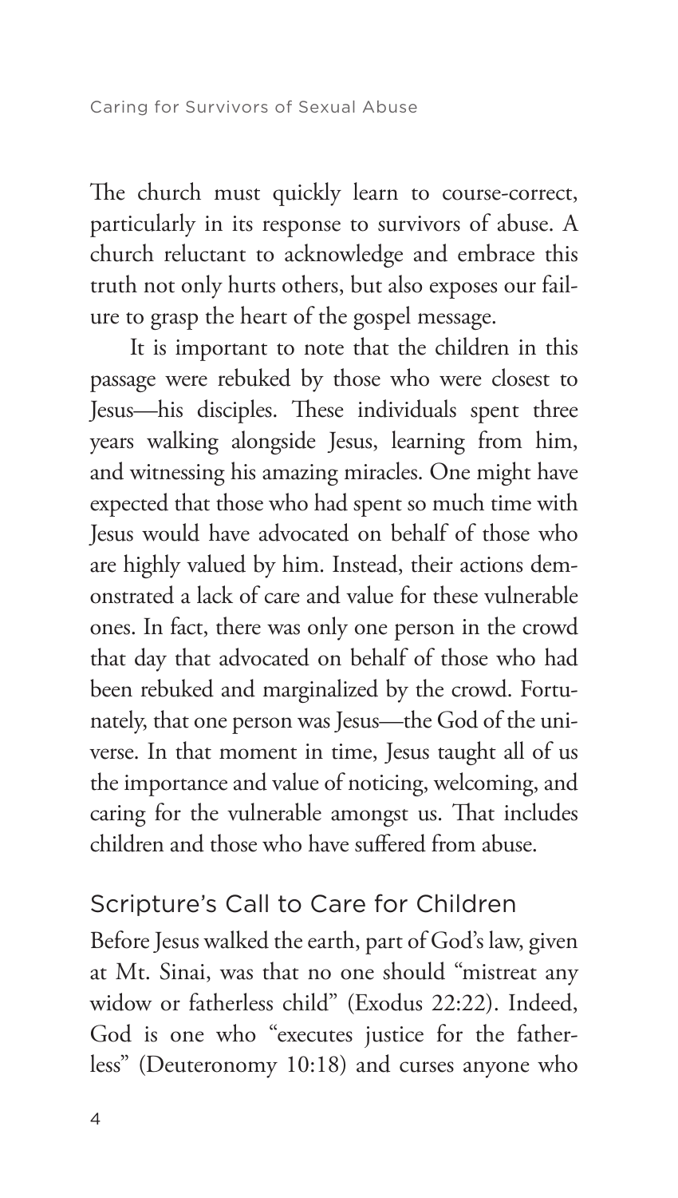The church must quickly learn to course-correct, particularly in its response to survivors of abuse. A church reluctant to acknowledge and embrace this truth not only hurts others, but also exposes our failure to grasp the heart of the gospel message.

It is important to note that the children in this passage were rebuked by those who were closest to Jesus—his disciples. These individuals spent three years walking alongside Jesus, learning from him, and witnessing his amazing miracles. One might have expected that those who had spent so much time with Jesus would have advocated on behalf of those who are highly valued by him. Instead, their actions demonstrated a lack of care and value for these vulnerable ones. In fact, there was only one person in the crowd that day that advocated on behalf of those who had been rebuked and marginalized by the crowd. Fortunately, that one person was Jesus—the God of the universe. In that moment in time, Jesus taught all of us the importance and value of noticing, welcoming, and caring for the vulnerable amongst us. That includes children and those who have suffered from abuse.

## Scripture's Call to Care for Children

Before Jesus walked the earth, part of God's law, given at Mt. Sinai, was that no one should "mistreat any widow or fatherless child" (Exodus 22:22). Indeed, God is one who "executes justice for the fatherless" (Deuteronomy 10:18) and curses anyone who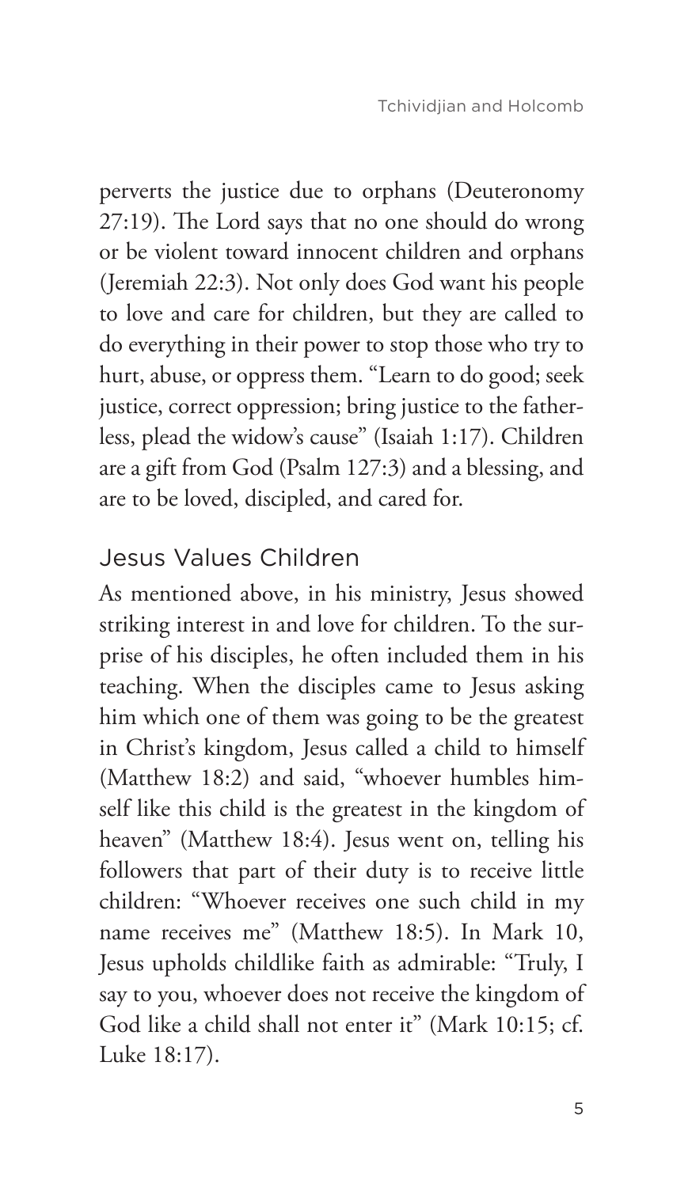perverts the justice due to orphans (Deuteronomy 27:19). The Lord says that no one should do wrong or be violent toward innocent children and orphans (Jeremiah 22:3). Not only does God want his people to love and care for children, but they are called to do everything in their power to stop those who try to hurt, abuse, or oppress them. "Learn to do good; seek justice, correct oppression; bring justice to the fatherless, plead the widow's cause" (Isaiah 1:17). Children are a gift from God (Psalm 127:3) and a blessing, and are to be loved, discipled, and cared for.

## Jesus Values Children

As mentioned above, in his ministry, Jesus showed striking interest in and love for children. To the surprise of his disciples, he often included them in his teaching. When the disciples came to Jesus asking him which one of them was going to be the greatest in Christ's kingdom, Jesus called a child to himself (Matthew 18:2) and said, "whoever humbles himself like this child is the greatest in the kingdom of heaven" (Matthew 18:4). Jesus went on, telling his followers that part of their duty is to receive little children: "Whoever receives one such child in my name receives me" (Matthew 18:5). In Mark 10, Jesus upholds childlike faith as admirable: "Truly, I say to you, whoever does not receive the kingdom of God like a child shall not enter it" (Mark 10:15; cf. Luke 18:17).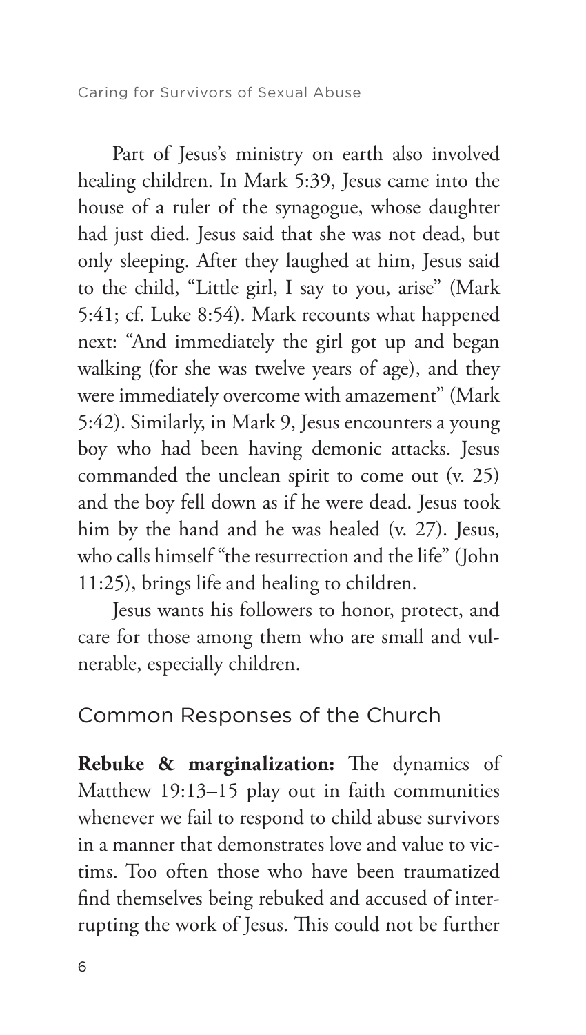Part of Jesus's ministry on earth also involved healing children. In Mark 5:39, Jesus came into the house of a ruler of the synagogue, whose daughter had just died. Jesus said that she was not dead, but only sleeping. After they laughed at him, Jesus said to the child, "Little girl, I say to you, arise" (Mark 5:41; cf. Luke 8:54). Mark recounts what happened next: "And immediately the girl got up and began walking (for she was twelve years of age), and they were immediately overcome with amazement" (Mark 5:42). Similarly, in Mark 9, Jesus encounters a young boy who had been having demonic attacks. Jesus commanded the unclean spirit to come out (v. 25) and the boy fell down as if he were dead. Jesus took him by the hand and he was healed (v. 27). Jesus, who calls himself "the resurrection and the life" (John 11:25), brings life and healing to children.

Jesus wants his followers to honor, protect, and care for those among them who are small and vulnerable, especially children.

## Common Responses of the Church

**Rebuke & marginalization:** The dynamics of Matthew 19:13–15 play out in faith communities whenever we fail to respond to child abuse survivors in a manner that demonstrates love and value to victims. Too often those who have been traumatized find themselves being rebuked and accused of interrupting the work of Jesus. This could not be further